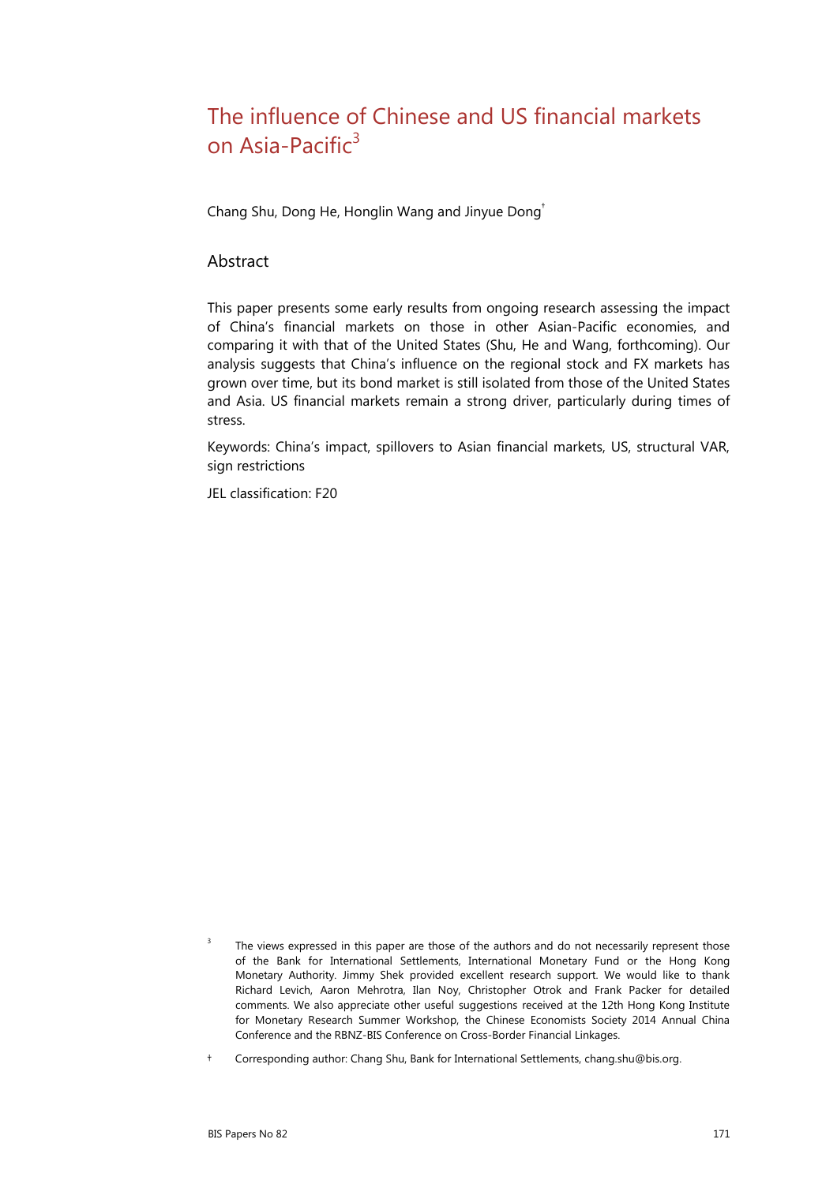# The influence of Chinese and US financial markets on Asia-Pacific[3]

Chang Shu, Dong He, Honglin Wang and Jinyue Dong[†]

## Abstract

This paper presents some early results from ongoing research assessing the impact of China's financial markets on those in other Asian-Pacific economies, and comparing it with that of the United States (Shu, He and Wang, forthcoming). Our analysis suggests that China's influence on the regional stock and FX markets has grown over time, but its bond market is still isolated from those of the United States and Asia. US financial markets remain a strong driver, particularly during times of stress.

Keywords: China's impact, spillovers to Asian financial markets, US, structural VAR, sign restrictions

JEL classification: F20

[3] The views expressed in this paper are those of the authors and do not necessarily represent those of the Bank for International Settlements, International Monetary Fund or the Hong Kong Monetary Authority. Jimmy Shek provided excellent research support. We would like to thank Richard Levich, Aaron Mehrotra, Ilan Noy, Christopher Otrok and Frank Packer for detailed comments. We also appreciate other useful suggestions received at the 12th Hong Kong Institute for Monetary Research Summer Workshop, the Chinese Economists Society 2014 Annual China Conference and the RBNZ-BIS Conference on Cross-Border Financial Linkages.

[†] Corresponding author: Chang Shu, Bank for International Settlements, chang.shu@bis.org.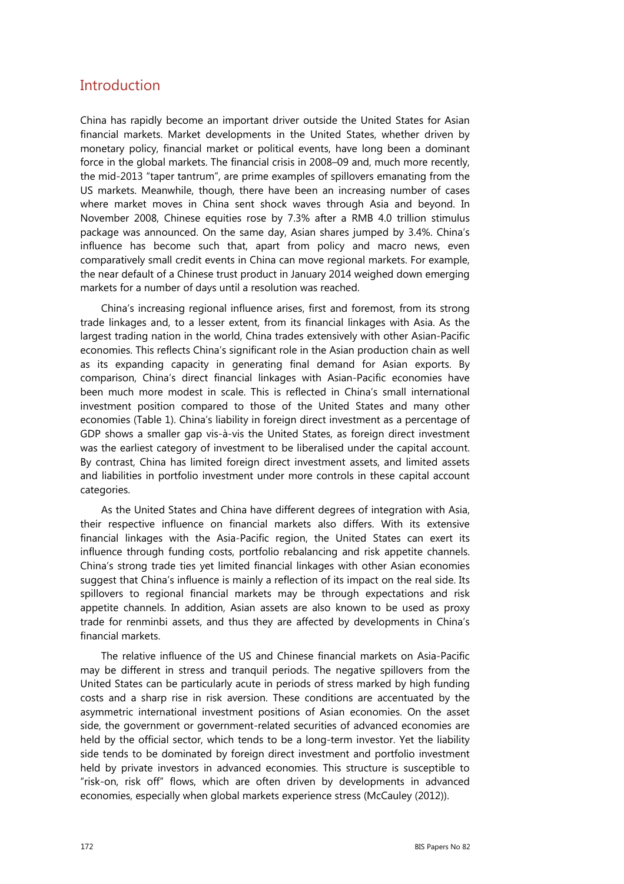## Introduction

China has rapidly become an important driver outside the United States for Asian financial markets. Market developments in the United States, whether driven by monetary policy, financial market or political events, have long been a dominant force in the global markets. The financial crisis in 2008–09 and, much more recently, the mid-2013 "taper tantrum", are prime examples of spillovers emanating from the US markets. Meanwhile, though, there have been an increasing number of cases where market moves in China sent shock waves through Asia and beyond. In November 2008, Chinese equities rose by 7.3% after a RMB 4.0 trillion stimulus package was announced. On the same day, Asian shares jumped by 3.4%. China's influence has become such that, apart from policy and macro news, even comparatively small credit events in China can move regional markets. For example, the near default of a Chinese trust product in January 2014 weighed down emerging markets for a number of days until a resolution was reached.

China's increasing regional influence arises, first and foremost, from its strong trade linkages and, to a lesser extent, from its financial linkages with Asia. As the largest trading nation in the world, China trades extensively with other Asian-Pacific economies. This reflects China's significant role in the Asian production chain as well as its expanding capacity in generating final demand for Asian exports. By comparison, China's direct financial linkages with Asian-Pacific economies have been much more modest in scale. This is reflected in China's small international investment position compared to those of the United States and many other economies (Table 1). China's liability in foreign direct investment as a percentage of GDP shows a smaller gap vis-à-vis the United States, as foreign direct investment was the earliest category of investment to be liberalised under the capital account. By contrast, China has limited foreign direct investment assets, and limited assets and liabilities in portfolio investment under more controls in these capital account categories.

As the United States and China have different degrees of integration with Asia, their respective influence on financial markets also differs. With its extensive financial linkages with the Asia-Pacific region, the United States can exert its influence through funding costs, portfolio rebalancing and risk appetite channels. China's strong trade ties yet limited financial linkages with other Asian economies suggest that China's influence is mainly a reflection of its impact on the real side. Its spillovers to regional financial markets may be through expectations and risk appetite channels. In addition, Asian assets are also known to be used as proxy trade for renminbi assets, and thus they are affected by developments in China's financial markets.

The relative influence of the US and Chinese financial markets on Asia-Pacific may be different in stress and tranquil periods. The negative spillovers from the United States can be particularly acute in periods of stress marked by high funding costs and a sharp rise in risk aversion. These conditions are accentuated by the asymmetric international investment positions of Asian economies. On the asset side, the government or government-related securities of advanced economies are held by the official sector, which tends to be a long-term investor. Yet the liability side tends to be dominated by foreign direct investment and portfolio investment held by private investors in advanced economies. This structure is susceptible to "risk-on, risk off" flows, which are often driven by developments in advanced economies, especially when global markets experience stress (McCauley (2012)).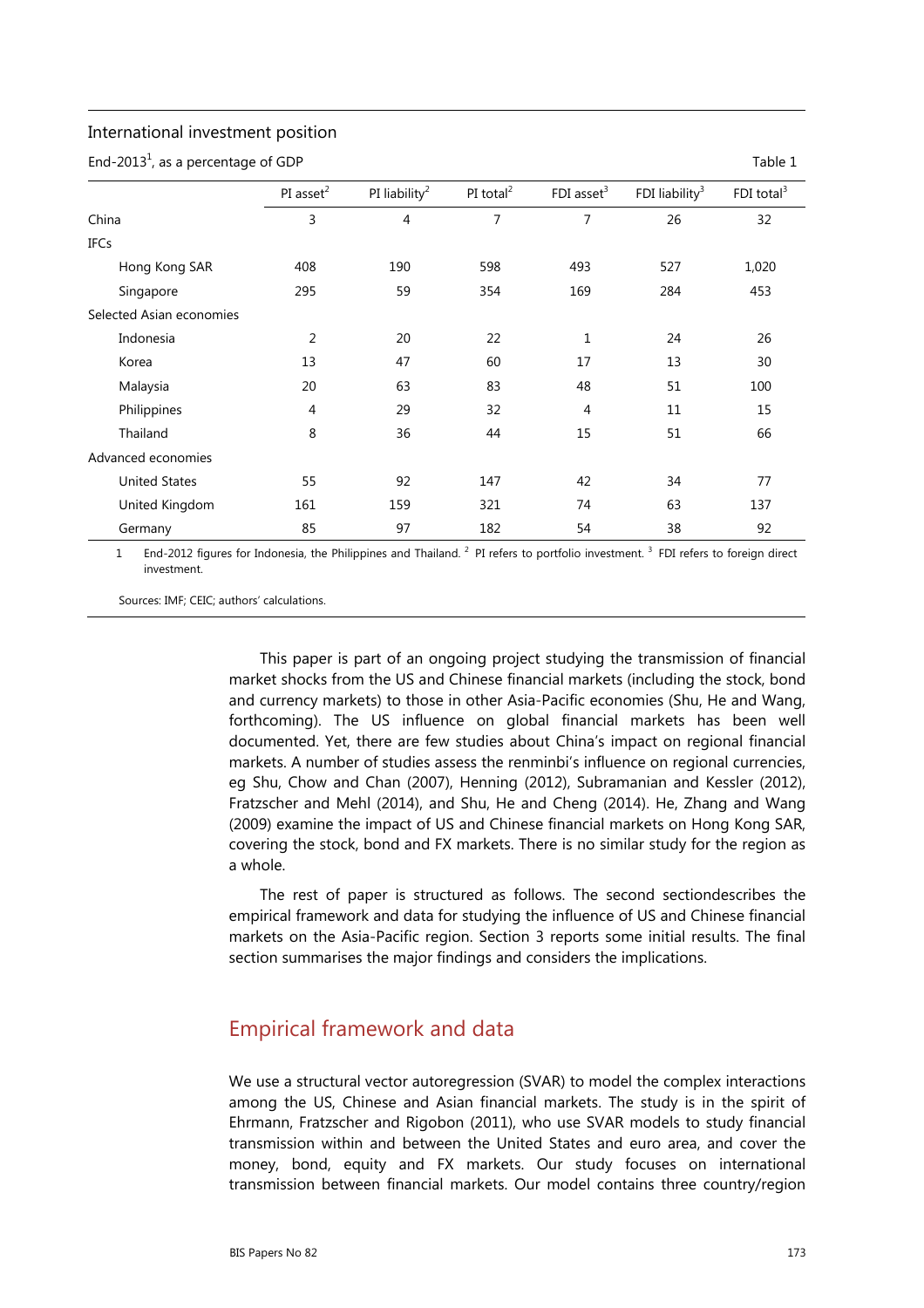International investment position

End-2013[1], as a percentage of GDP — Table 1

| | PI asset[2] | PI liability[2] | PI total[2] | FDI asset[3] | FDI liability[3] | FDI total[3] |
|---|---|---|---|---|---|---|
| China | 3 | 4 | 7 | 7 | 26 | 32 |
| IFCs | | | | | | |
| Hong Kong SAR | 408 | 190 | 598 | 493 | 527 | 1,020 |
| Singapore | 295 | 59 | 354 | 169 | 284 | 453 |
| Selected Asian economies | | | | | | |
| Indonesia | 2 | 20 | 22 | 1 | 24 | 26 |
| Korea | 13 | 47 | 60 | 17 | 13 | 30 |
| Malaysia | 20 | 63 | 83 | 48 | 51 | 100 |
| Philippines | 4 | 29 | 32 | 4 | 11 | 15 |
| Thailand | 8 | 36 | 44 | 15 | 51 | 66 |
| Advanced economies | | | | | | |
| United States | 55 | 92 | 147 | 42 | 34 | 77 |
| United Kingdom | 161 | 159 | 321 | 74 | 63 | 137 |
| Germany | 85 | 97 | 182 | 54 | 38 | 92 |

1 End-2012 figures for Indonesia, the Philippines and Thailand. [2] PI refers to portfolio investment. [3] FDI refers to foreign direct investment.

Sources: IMF; CEIC; authors' calculations.

This paper is part of an ongoing project studying the transmission of financial market shocks from the US and Chinese financial markets (including the stock, bond and currency markets) to those in other Asia-Pacific economies (Shu, He and Wang, forthcoming). The US influence on global financial markets has been well documented. Yet, there are few studies about China's impact on regional financial markets. A number of studies assess the renminbi's influence on regional currencies, eg Shu, Chow and Chan (2007), Henning (2012), Subramanian and Kessler (2012), Fratzscher and Mehl (2014), and Shu, He and Cheng (2014). He, Zhang and Wang (2009) examine the impact of US and Chinese financial markets on Hong Kong SAR, covering the stock, bond and FX markets. There is no similar study for the region as a whole.

The rest of paper is structured as follows. The second sectiondescribes the empirical framework and data for studying the influence of US and Chinese financial markets on the Asia-Pacific region. Section 3 reports some initial results. The final section summarises the major findings and considers the implications.

## Empirical framework and data

We use a structural vector autoregression (SVAR) to model the complex interactions among the US, Chinese and Asian financial markets. The study is in the spirit of Ehrmann, Fratzscher and Rigobon (2011), who use SVAR models to study financial transmission within and between the United States and euro area, and cover the money, bond, equity and FX markets. Our study focuses on international transmission between financial markets. Our model contains three country/region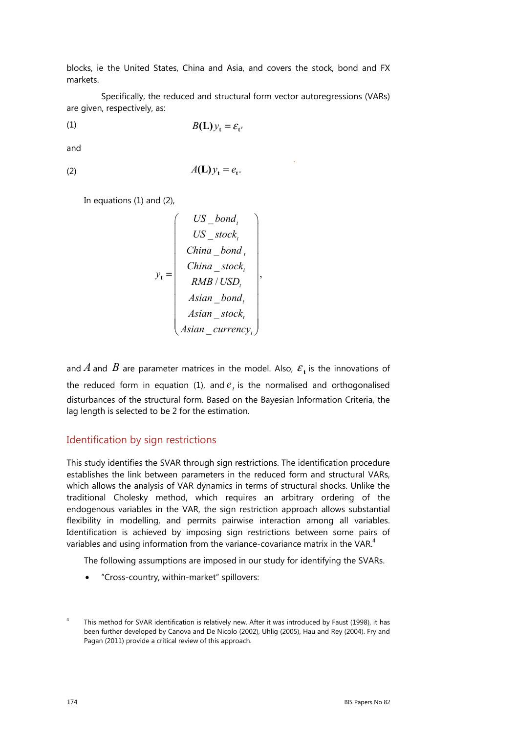blocks, ie the United States, China and Asia, and covers the stock, bond and FX markets.

Specifically, the reduced and structural form vector autoregressions (VARs) are given, respectively, as:

(1) $$B(\mathbf{L})y_{\mathbf{t}} = \varepsilon_{\mathbf{t}},$$

and

(2) $$A(\mathbf{L})y_{\mathbf{t}} = e_{\mathbf{t}}.$$

In equations (1) and (2),

$$y_{\mathbf{t}} = \begin{pmatrix} US\_bond_t \\ US\_stock_t \\ China\_bond_t \\ China\_stock_t \\ RMB/USD_t \\ Asian\_bond_t \\ Asian\_stock_t \\ Asian\_currency_t \end{pmatrix},$$

and $A$ and $B$ are parameter matrices in the model. Also, $\varepsilon_{\mathbf{t}}$ is the innovations of the reduced form in equation (1), and $e_t$ is the normalised and orthogonalised disturbances of the structural form. Based on the Bayesian Information Criteria, the lag length is selected to be 2 for the estimation.

## Identification by sign restrictions

This study identifies the SVAR through sign restrictions. The identification procedure establishes the link between parameters in the reduced form and structural VARs, which allows the analysis of VAR dynamics in terms of structural shocks. Unlike the traditional Cholesky method, which requires an arbitrary ordering of the endogenous variables in the VAR, the sign restriction approach allows substantial flexibility in modelling, and permits pairwise interaction among all variables. Identification is achieved by imposing sign restrictions between some pairs of variables and using information from the variance-covariance matrix in the VAR.[4]

The following assumptions are imposed in our study for identifying the SVARs.

- "Cross-country, within-market" spillovers:

[4] This method for SVAR identification is relatively new. After it was introduced by Faust (1998), it has been further developed by Canova and De Nicolo (2002), Uhlig (2005), Hau and Rey (2004). Fry and Pagan (2011) provide a critical review of this approach.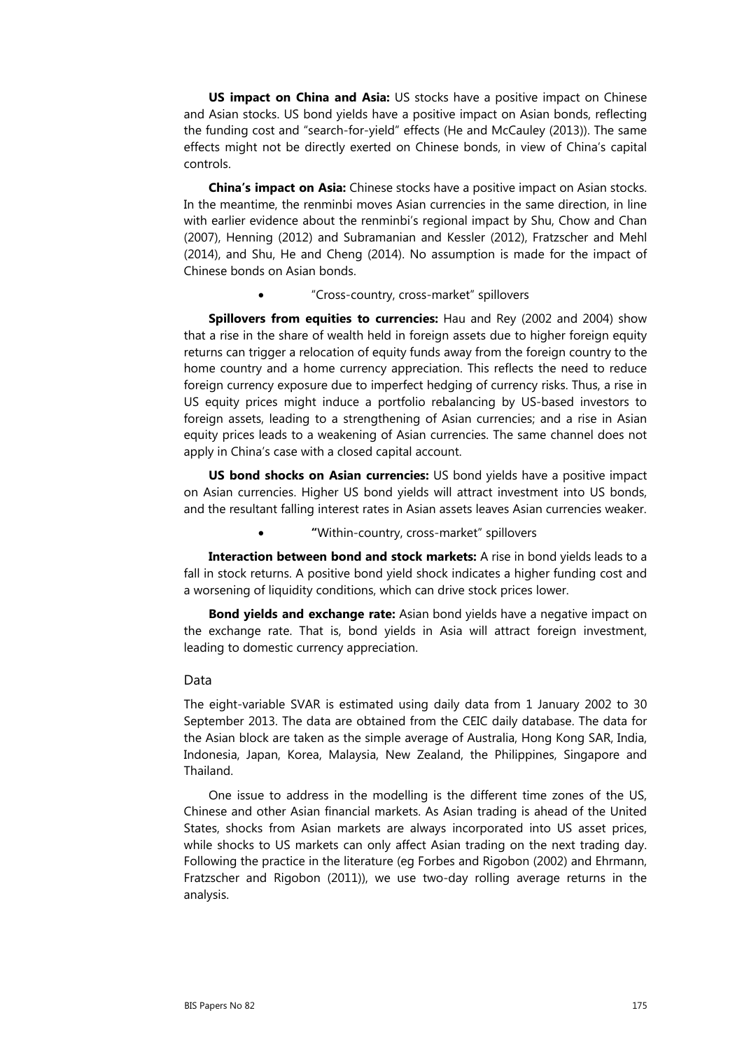**US impact on China and Asia:** US stocks have a positive impact on Chinese and Asian stocks. US bond yields have a positive impact on Asian bonds, reflecting the funding cost and "search-for-yield" effects (He and McCauley (2013)). The same effects might not be directly exerted on Chinese bonds, in view of China's capital controls.

**China's impact on Asia:** Chinese stocks have a positive impact on Asian stocks. In the meantime, the renminbi moves Asian currencies in the same direction, in line with earlier evidence about the renminbi's regional impact by Shu, Chow and Chan (2007), Henning (2012) and Subramanian and Kessler (2012), Fratzscher and Mehl (2014), and Shu, He and Cheng (2014). No assumption is made for the impact of Chinese bonds on Asian bonds.

- "Cross-country, cross-market" spillovers

**Spillovers from equities to currencies:** Hau and Rey (2002 and 2004) show that a rise in the share of wealth held in foreign assets due to higher foreign equity returns can trigger a relocation of equity funds away from the foreign country to the home country and a home currency appreciation. This reflects the need to reduce foreign currency exposure due to imperfect hedging of currency risks. Thus, a rise in US equity prices might induce a portfolio rebalancing by US-based investors to foreign assets, leading to a strengthening of Asian currencies; and a rise in Asian equity prices leads to a weakening of Asian currencies. The same channel does not apply in China's case with a closed capital account.

**US bond shocks on Asian currencies:** US bond yields have a positive impact on Asian currencies. Higher US bond yields will attract investment into US bonds, and the resultant falling interest rates in Asian assets leaves Asian currencies weaker.

- "Within-country, cross-market" spillovers

**Interaction between bond and stock markets:** A rise in bond yields leads to a fall in stock returns. A positive bond yield shock indicates a higher funding cost and a worsening of liquidity conditions, which can drive stock prices lower.

**Bond yields and exchange rate:** Asian bond yields have a negative impact on the exchange rate. That is, bond yields in Asia will attract foreign investment, leading to domestic currency appreciation.

### Data

The eight-variable SVAR is estimated using daily data from 1 January 2002 to 30 September 2013. The data are obtained from the CEIC daily database. The data for the Asian block are taken as the simple average of Australia, Hong Kong SAR, India, Indonesia, Japan, Korea, Malaysia, New Zealand, the Philippines, Singapore and Thailand.

One issue to address in the modelling is the different time zones of the US, Chinese and other Asian financial markets. As Asian trading is ahead of the United States, shocks from Asian markets are always incorporated into US asset prices, while shocks to US markets can only affect Asian trading on the next trading day. Following the practice in the literature (eg Forbes and Rigobon (2002) and Ehrmann, Fratzscher and Rigobon (2011)), we use two-day rolling average returns in the analysis.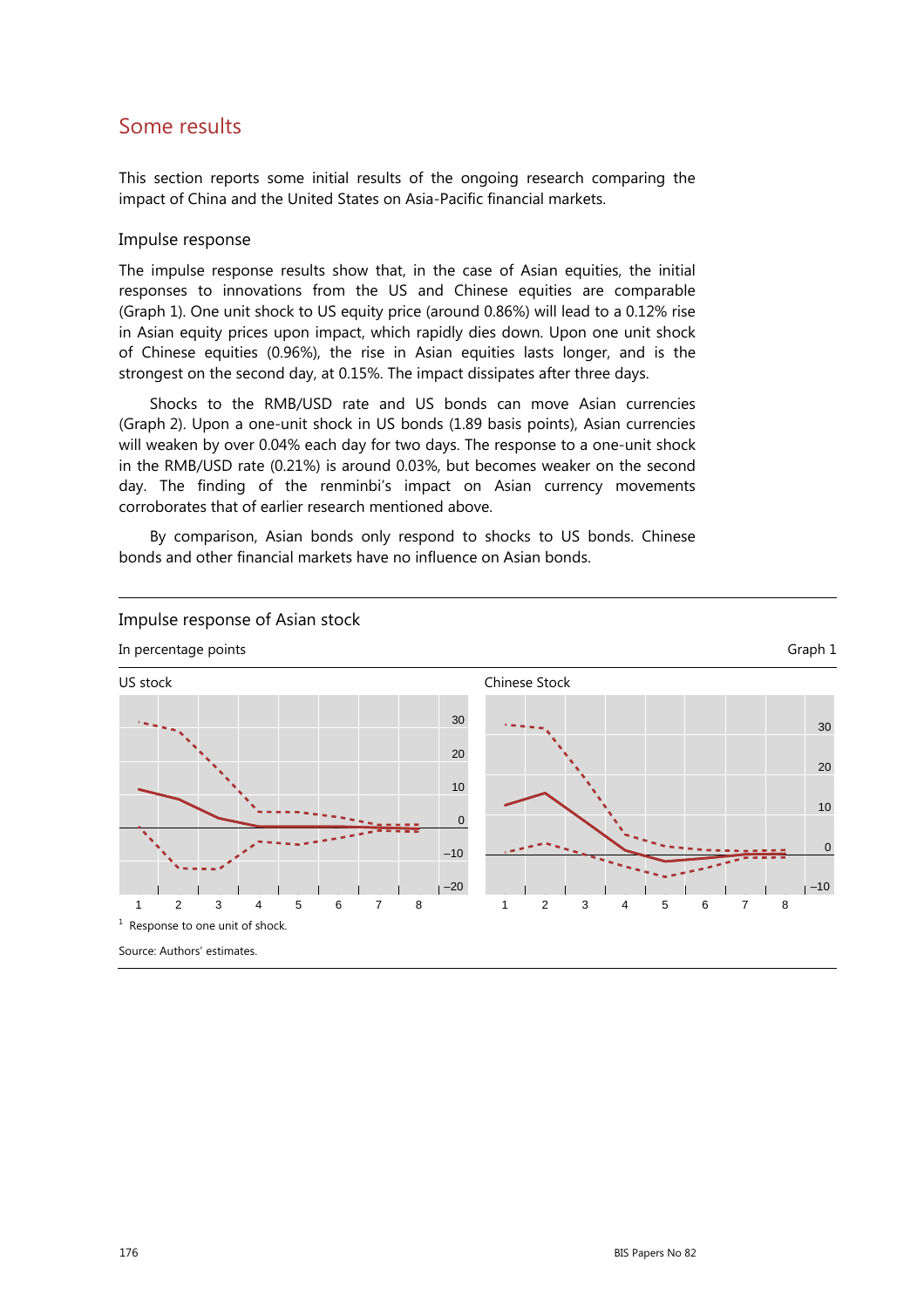## Some results

This section reports some initial results of the ongoing research comparing the impact of China and the United States on Asia-Pacific financial markets.

### Impulse response

The impulse response results show that, in the case of Asian equities, the initial responses to innovations from the US and Chinese equities are comparable (Graph 1). One unit shock to US equity price (around 0.86%) will lead to a 0.12% rise in Asian equity prices upon impact, which rapidly dies down. Upon one unit shock of Chinese equities (0.96%), the rise in Asian equities lasts longer, and is the strongest on the second day, at 0.15%. The impact dissipates after three days.

Shocks to the RMB/USD rate and US bonds can move Asian currencies (Graph 2). Upon a one-unit shock in US bonds (1.89 basis points), Asian currencies will weaken by over 0.04% each day for two days. The response to a one-unit shock in the RMB/USD rate (0.21%) is around 0.03%, but becomes weaker on the second day. The finding of the renminbi's impact on Asian currency movements corroborates that of earlier research mentioned above.

By comparison, Asian bonds only respond to shocks to US bonds. Chinese bonds and other financial markets have no influence on Asian bonds.

**Impulse response of Asian stock**

In percentage points — Graph 1

US stock | Chinese Stock

[1] Response to one unit of shock.

Source: Authors' estimates.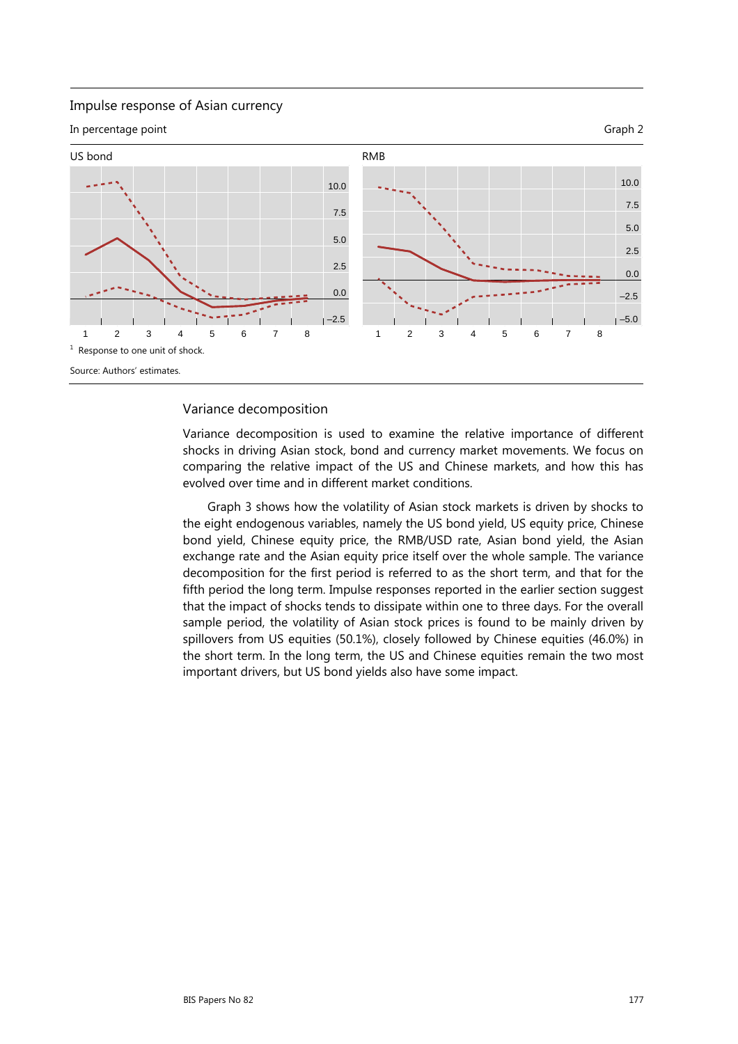Impulse response of Asian currency

In percentage point

Graph 2

US bond

RMB

[1] Response to one unit of shock.

Source: Authors' estimates.

## Variance decomposition

Variance decomposition is used to examine the relative importance of different shocks in driving Asian stock, bond and currency market movements. We focus on comparing the relative impact of the US and Chinese markets, and how this has evolved over time and in different market conditions.

Graph 3 shows how the volatility of Asian stock markets is driven by shocks to the eight endogenous variables, namely the US bond yield, US equity price, Chinese bond yield, Chinese equity price, the RMB/USD rate, Asian bond yield, the Asian exchange rate and the Asian equity price itself over the whole sample. The variance decomposition for the first period is referred to as the short term, and that for the fifth period the long term. Impulse responses reported in the earlier section suggest that the impact of shocks tends to dissipate within one to three days. For the overall sample period, the volatility of Asian stock prices is found to be mainly driven by spillovers from US equities (50.1%), closely followed by Chinese equities (46.0%) in the short term. In the long term, the US and Chinese equities remain the two most important drivers, but US bond yields also have some impact.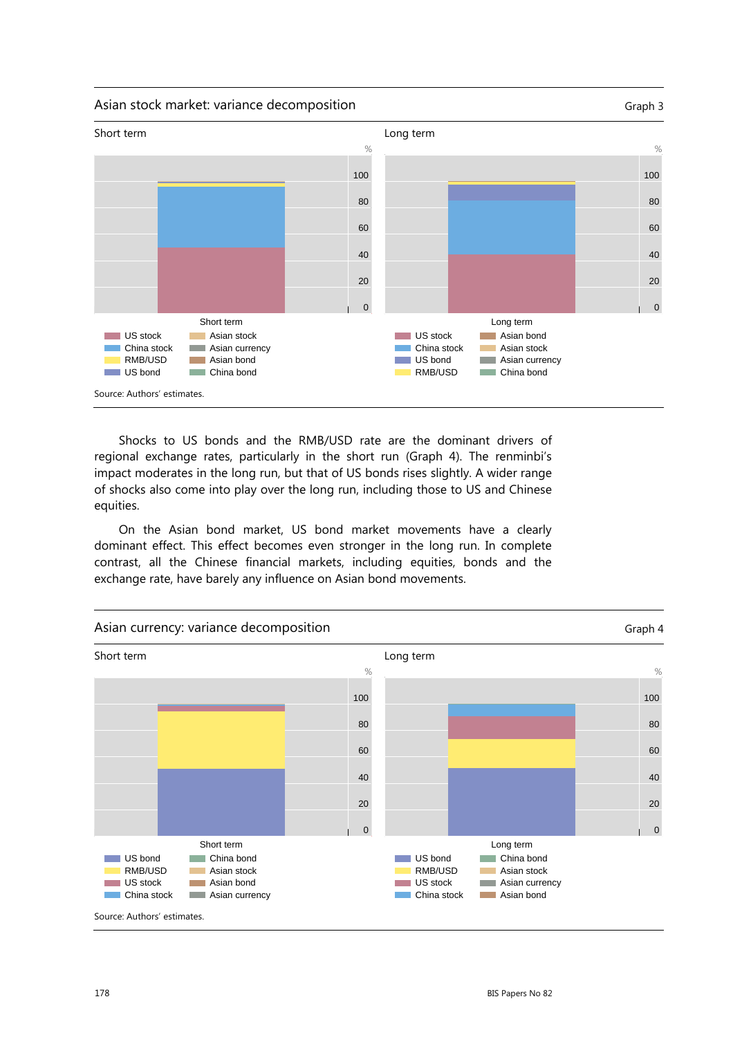## Asian stock market: variance decomposition

Graph 3

Short term

Long term

%

100
80
60
40
20
0

Short term

- US stock
- China stock
- RMB/USD
- US bond
- Asian stock
- Asian currency
- Asian bond
- China bond

Long term

- US stock
- China stock
- US bond
- RMB/USD
- Asian bond
- Asian stock
- Asian currency
- China bond

Source: Authors' estimates.

Shocks to US bonds and the RMB/USD rate are the dominant drivers of regional exchange rates, particularly in the short run (Graph 4). The renminbi's impact moderates in the long run, but that of US bonds rises slightly. A wider range of shocks also come into play over the long run, including those to US and Chinese equities.

On the Asian bond market, US bond market movements have a clearly dominant effect. This effect becomes even stronger in the long run. In complete contrast, all the Chinese financial markets, including equities, bonds and the exchange rate, have barely any influence on Asian bond movements.

## Asian currency: variance decomposition

Graph 4

Short term

Long term

%

100
80
60
40
20
0

Short term

- US bond
- RMB/USD
- US stock
- China stock
- China bond
- Asian stock
- Asian bond
- Asian currency

Long term

- US bond
- RMB/USD
- US stock
- China stock
- China bond
- Asian stock
- Asian currency
- Asian bond

Source: Authors' estimates.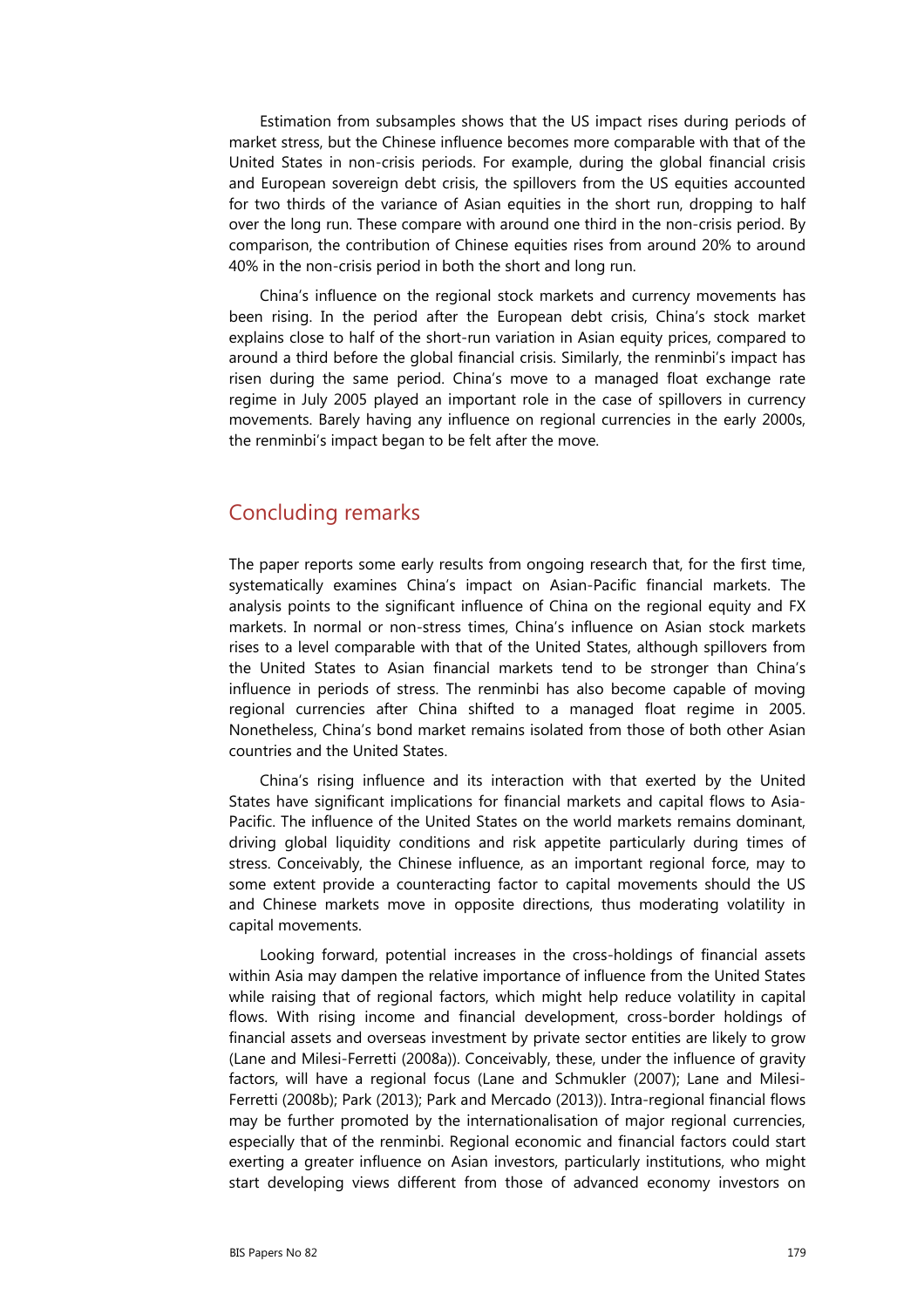Estimation from subsamples shows that the US impact rises during periods of market stress, but the Chinese influence becomes more comparable with that of the United States in non-crisis periods. For example, during the global financial crisis and European sovereign debt crisis, the spillovers from the US equities accounted for two thirds of the variance of Asian equities in the short run, dropping to half over the long run. These compare with around one third in the non-crisis period. By comparison, the contribution of Chinese equities rises from around 20% to around 40% in the non-crisis period in both the short and long run.

China's influence on the regional stock markets and currency movements has been rising. In the period after the European debt crisis, China's stock market explains close to half of the short-run variation in Asian equity prices, compared to around a third before the global financial crisis. Similarly, the renminbi's impact has risen during the same period. China's move to a managed float exchange rate regime in July 2005 played an important role in the case of spillovers in currency movements. Barely having any influence on regional currencies in the early 2000s, the renminbi's impact began to be felt after the move.

## Concluding remarks

The paper reports some early results from ongoing research that, for the first time, systematically examines China's impact on Asian-Pacific financial markets. The analysis points to the significant influence of China on the regional equity and FX markets. In normal or non-stress times, China's influence on Asian stock markets rises to a level comparable with that of the United States, although spillovers from the United States to Asian financial markets tend to be stronger than China's influence in periods of stress. The renminbi has also become capable of moving regional currencies after China shifted to a managed float regime in 2005. Nonetheless, China's bond market remains isolated from those of both other Asian countries and the United States.

China's rising influence and its interaction with that exerted by the United States have significant implications for financial markets and capital flows to Asia-Pacific. The influence of the United States on the world markets remains dominant, driving global liquidity conditions and risk appetite particularly during times of stress. Conceivably, the Chinese influence, as an important regional force, may to some extent provide a counteracting factor to capital movements should the US and Chinese markets move in opposite directions, thus moderating volatility in capital movements.

Looking forward, potential increases in the cross-holdings of financial assets within Asia may dampen the relative importance of influence from the United States while raising that of regional factors, which might help reduce volatility in capital flows. With rising income and financial development, cross-border holdings of financial assets and overseas investment by private sector entities are likely to grow (Lane and Milesi-Ferretti (2008a)). Conceivably, these, under the influence of gravity factors, will have a regional focus (Lane and Schmukler (2007); Lane and Milesi-Ferretti (2008b); Park (2013); Park and Mercado (2013)). Intra-regional financial flows may be further promoted by the internationalisation of major regional currencies, especially that of the renminbi. Regional economic and financial factors could start exerting a greater influence on Asian investors, particularly institutions, who might start developing views different from those of advanced economy investors on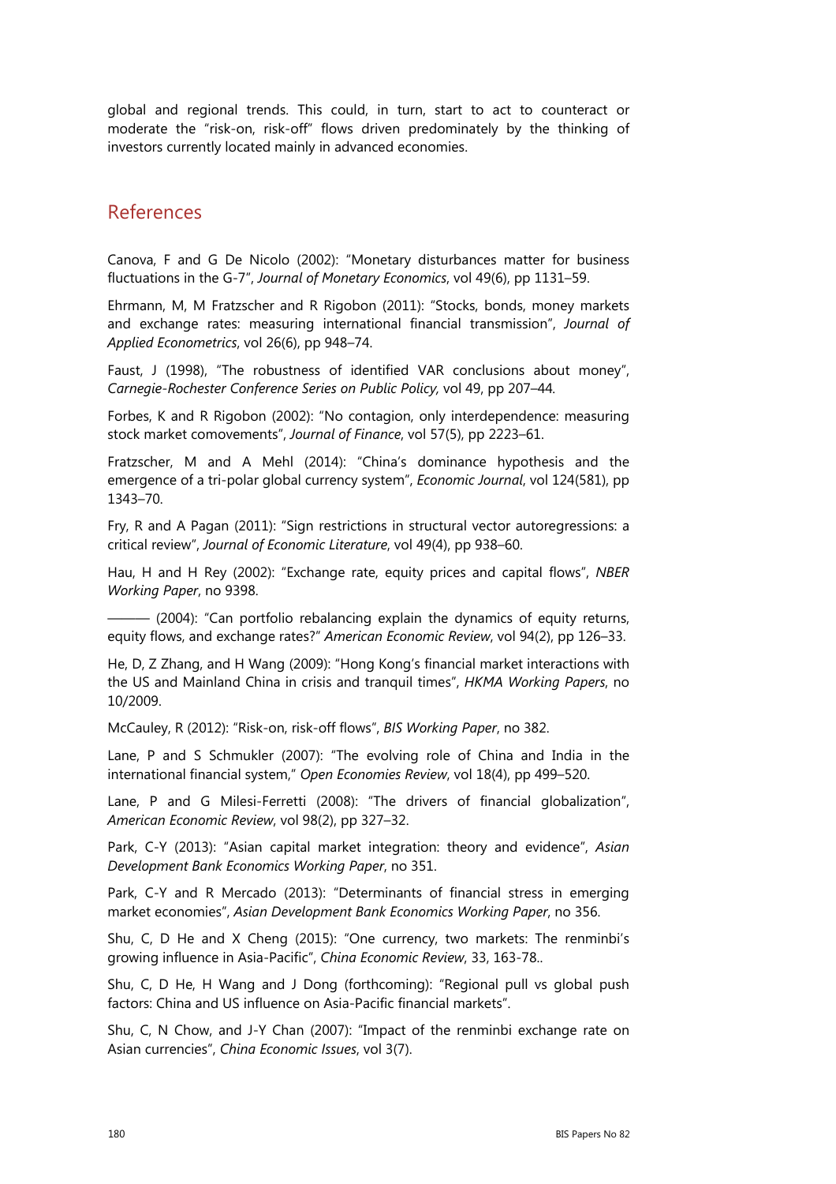global and regional trends. This could, in turn, start to act to counteract or moderate the "risk-on, risk-off" flows driven predominately by the thinking of investors currently located mainly in advanced economies.

## References

Canova, F and G De Nicolo (2002): "Monetary disturbances matter for business fluctuations in the G-7", *Journal of Monetary Economics*, vol 49(6), pp 1131–59.

Ehrmann, M, M Fratzscher and R Rigobon (2011): "Stocks, bonds, money markets and exchange rates: measuring international financial transmission", *Journal of Applied Econometrics*, vol 26(6), pp 948–74.

Faust, J (1998), "The robustness of identified VAR conclusions about money", *Carnegie-Rochester Conference Series on Public Policy,* vol 49, pp 207–44.

Forbes, K and R Rigobon (2002): "No contagion, only interdependence: measuring stock market comovements", *Journal of Finance*, vol 57(5), pp 2223–61.

Fratzscher, M and A Mehl (2014): "China's dominance hypothesis and the emergence of a tri-polar global currency system", *Economic Journal*, vol 124(581), pp 1343–70.

Fry, R and A Pagan (2011): "Sign restrictions in structural vector autoregressions: a critical review", *Journal of Economic Literature*, vol 49(4), pp 938–60.

Hau, H and H Rey (2002): "Exchange rate, equity prices and capital flows", *NBER Working Paper*, no 9398.

——— (2004): "Can portfolio rebalancing explain the dynamics of equity returns, equity flows, and exchange rates?" *American Economic Review*, vol 94(2), pp 126–33.

He, D, Z Zhang, and H Wang (2009): "Hong Kong's financial market interactions with the US and Mainland China in crisis and tranquil times", *HKMA Working Papers*, no 10/2009.

McCauley, R (2012): "Risk-on, risk-off flows", *BIS Working Paper*, no 382.

Lane, P and S Schmukler (2007): "The evolving role of China and India in the international financial system," *Open Economies Review*, vol 18(4), pp 499–520.

Lane, P and G Milesi-Ferretti (2008): "The drivers of financial globalization", *American Economic Review*, vol 98(2), pp 327–32.

Park, C-Y (2013): "Asian capital market integration: theory and evidence", *Asian Development Bank Economics Working Paper*, no 351.

Park, C-Y and R Mercado (2013): "Determinants of financial stress in emerging market economies", *Asian Development Bank Economics Working Paper*, no 356.

Shu, C, D He and X Cheng (2015): "One currency, two markets: The renminbi's growing influence in Asia-Pacific", *China Economic Review*, 33, 163-78..

Shu, C, D He, H Wang and J Dong (forthcoming): "Regional pull vs global push factors: China and US influence on Asia-Pacific financial markets".

Shu, C, N Chow, and J-Y Chan (2007): "Impact of the renminbi exchange rate on Asian currencies", *China Economic Issues*, vol 3(7).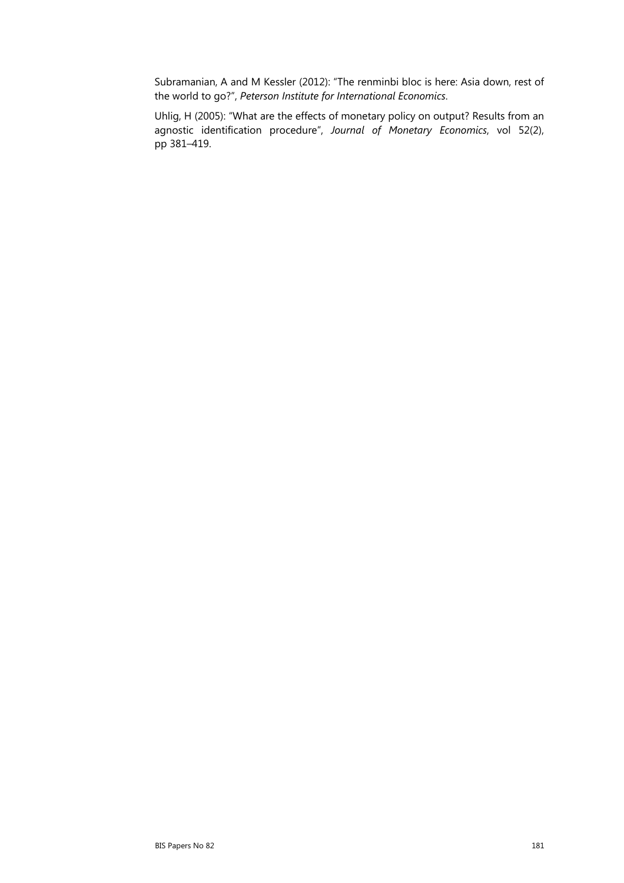Subramanian, A and M Kessler (2012): "The renminbi bloc is here: Asia down, rest of the world to go?", *Peterson Institute for International Economics*.

Uhlig, H (2005): "What are the effects of monetary policy on output? Results from an agnostic identification procedure", *Journal of Monetary Economics*, vol 52(2), pp 381–419.